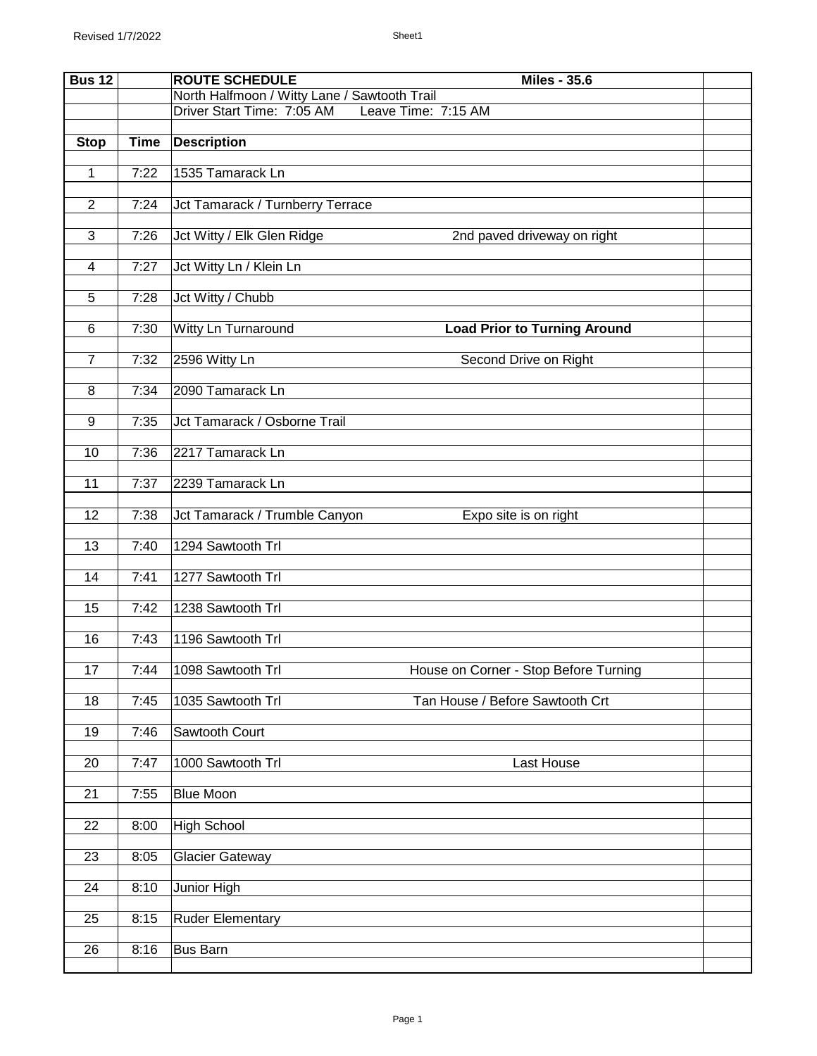| Bus 12 | | ROUTE SCHEDULE | Miles - 35.6 |
|---|---|---|---|
| | | North Halfmoon / Witty Lane / Sawtooth Trail | |
| | | Driver Start Time: 7:05 AM | Leave Time: 7:15 AM |
| **Stop** | **Time** | **Description** | |
| 1 | 7:22 | 1535 Tamarack Ln | |
| 2 | 7:24 | Jct Tamarack / Turnberry Terrace | |
| 3 | 7:26 | Jct Witty / Elk Glen Ridge | 2nd paved driveway on right |
| 4 | 7:27 | Jct Witty Ln / Klein Ln | |
| 5 | 7:28 | Jct Witty / Chubb | |
| 6 | 7:30 | Witty Ln Turnaround | **Load Prior to Turning Around** |
| 7 | 7:32 | 2596 Witty Ln | Second Drive on Right |
| 8 | 7:34 | 2090 Tamarack Ln | |
| 9 | 7:35 | Jct Tamarack / Osborne Trail | |
| 10 | 7:36 | 2217 Tamarack Ln | |
| 11 | 7:37 | 2239 Tamarack Ln | |
| 12 | 7:38 | Jct Tamarack / Trumble Canyon | Expo site is on right |
| 13 | 7:40 | 1294 Sawtooth Trl | |
| 14 | 7:41 | 1277 Sawtooth Trl | |
| 15 | 7:42 | 1238 Sawtooth Trl | |
| 16 | 7:43 | 1196 Sawtooth Trl | |
| 17 | 7:44 | 1098 Sawtooth Trl | House on Corner - Stop Before Turning |
| 18 | 7:45 | 1035 Sawtooth Trl | Tan House / Before Sawtooth Crt |
| 19 | 7:46 | Sawtooth Court | |
| 20 | 7:47 | 1000 Sawtooth Trl | Last House |
| 21 | 7:55 | Blue Moon | |
| 22 | 8:00 | High School | |
| 23 | 8:05 | Glacier Gateway | |
| 24 | 8:10 | Junior High | |
| 25 | 8:15 | Ruder Elementary | |
| 26 | 8:16 | Bus Barn | |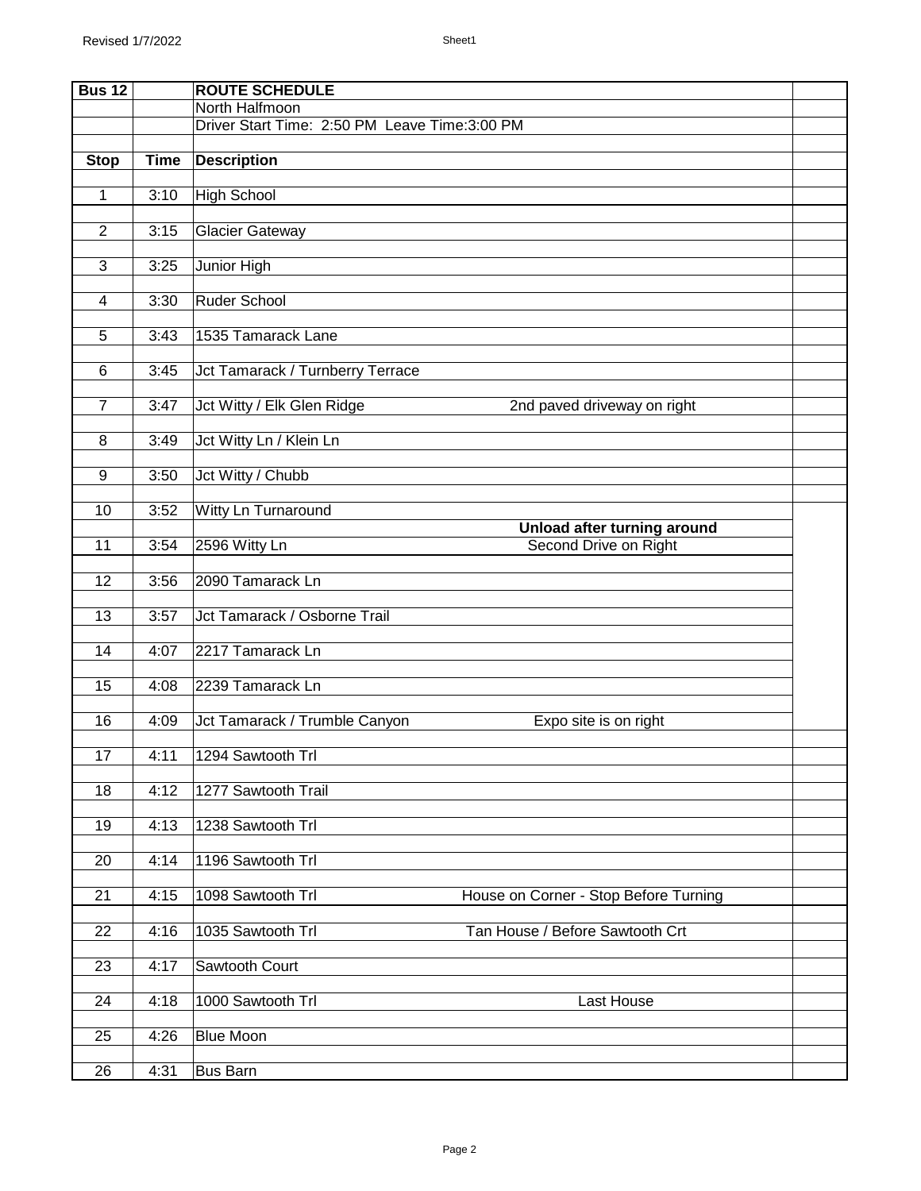| Bus 12 | | ROUTE SCHEDULE | |
|---|---|---|---|
| | | North Halfmoon | |
| | | Driver Start Time: 2:50 PM Leave Time:3:00 PM | |
| **Stop** | **Time** | **Description** | |
| 1 | 3:10 | High School | |
| 2 | 3:15 | Glacier Gateway | |
| 3 | 3:25 | Junior High | |
| 4 | 3:30 | Ruder School | |
| 5 | 3:43 | 1535 Tamarack Lane | |
| 6 | 3:45 | Jct Tamarack / Turnberry Terrace | |
| 7 | 3:47 | Jct Witty / Elk Glen Ridge | 2nd paved driveway on right |
| 8 | 3:49 | Jct Witty Ln / Klein Ln | |
| 9 | 3:50 | Jct Witty / Chubb | |
| 10 | 3:52 | Witty Ln Turnaround | |
| | | | **Unload after turning around** |
| 11 | 3:54 | 2596 Witty Ln | Second Drive on Right |
| 12 | 3:56 | 2090 Tamarack Ln | |
| 13 | 3:57 | Jct Tamarack / Osborne Trail | |
| 14 | 4:07 | 2217 Tamarack Ln | |
| 15 | 4:08 | 2239 Tamarack Ln | |
| 16 | 4:09 | Jct Tamarack / Trumble Canyon | Expo site is on right |
| 17 | 4:11 | 1294 Sawtooth Trl | |
| 18 | 4:12 | 1277 Sawtooth Trail | |
| 19 | 4:13 | 1238 Sawtooth Trl | |
| 20 | 4:14 | 1196 Sawtooth Trl | |
| 21 | 4:15 | 1098 Sawtooth Trl | House on Corner - Stop Before Turning |
| 22 | 4:16 | 1035 Sawtooth Trl | Tan House / Before Sawtooth Crt |
| 23 | 4:17 | Sawtooth Court | |
| 24 | 4:18 | 1000 Sawtooth Trl | Last House |
| 25 | 4:26 | Blue Moon | |
| 26 | 4:31 | Bus Barn | |